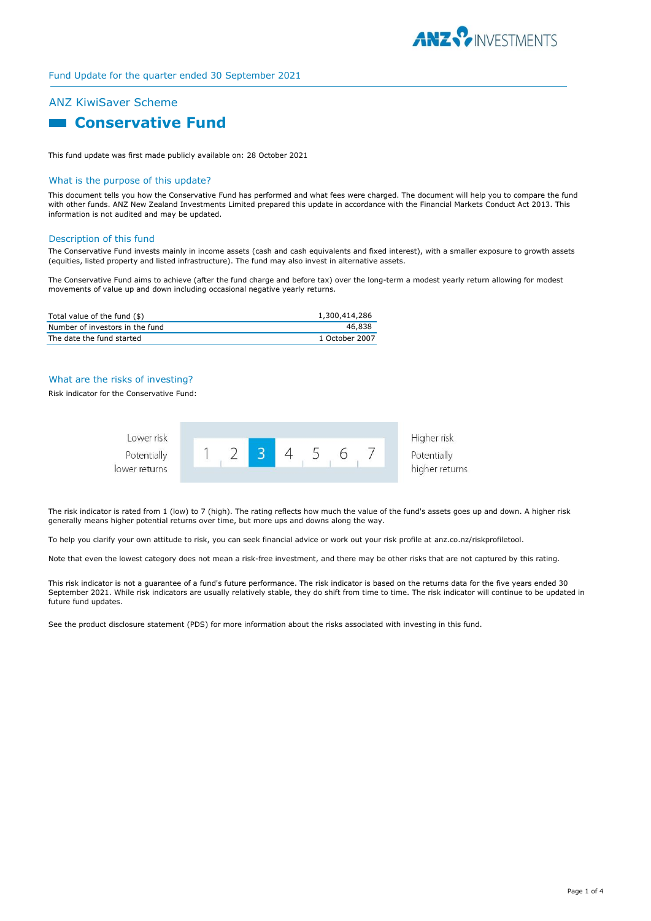Fund Update for the quarter ended 30 September 2021

## ANZ KiwiSaver Scheme

# Conservative Fund

This fund update was first made publicly available on: 28 October 2021

## What is the purpose of this update?

This document tells you how the Conservative Fund has performed and what fees were charged. The document will help you to compare the fund with other funds. ANZ New Zealand Investments Limited prepared this update in accordance with the Financial Markets Conduct Act 2013. This information is not audited and may be updated.

## Description of this fund

The Conservative Fund invests mainly in income assets (cash and cash equivalents and fixed interest), with a smaller exposure to growth assets (equities, listed property and listed infrastructure). The fund may also invest in alternative assets.

The Conservative Fund aims to achieve (after the fund charge and before tax) over the long-term a modest yearly return allowing for modest movements of value up and down including occasional negative yearly returns.

| | |
|---|---|
| Total value of the fund ($) | 1,300,414,286 |
| Number of investors in the fund | 46,838 |
| The date the fund started | 1 October 2007 |

## What are the risks of investing?

Risk indicator for the Conservative Fund:

| Lower risk<br>Potentially lower returns | 1 | 2 | **3** | 4 | 5 | 6 | 7 | Higher risk<br>Potentially higher returns |
|---|---|---|---|---|---|---|---|---|

The risk indicator is rated from 1 (low) to 7 (high). The rating reflects how much the value of the fund's assets goes up and down. A higher risk generally means higher potential returns over time, but more ups and downs along the way.

To help you clarify your own attitude to risk, you can seek financial advice or work out your risk profile at anz.co.nz/riskprofiletool.

Note that even the lowest category does not mean a risk-free investment, and there may be other risks that are not captured by this rating.

This risk indicator is not a guarantee of a fund's future performance. The risk indicator is based on the returns data for the five years ended 30 September 2021. While risk indicators are usually relatively stable, they do shift from time to time. The risk indicator will continue to be updated in future fund updates.

See the product disclosure statement (PDS) for more information about the risks associated with investing in this fund.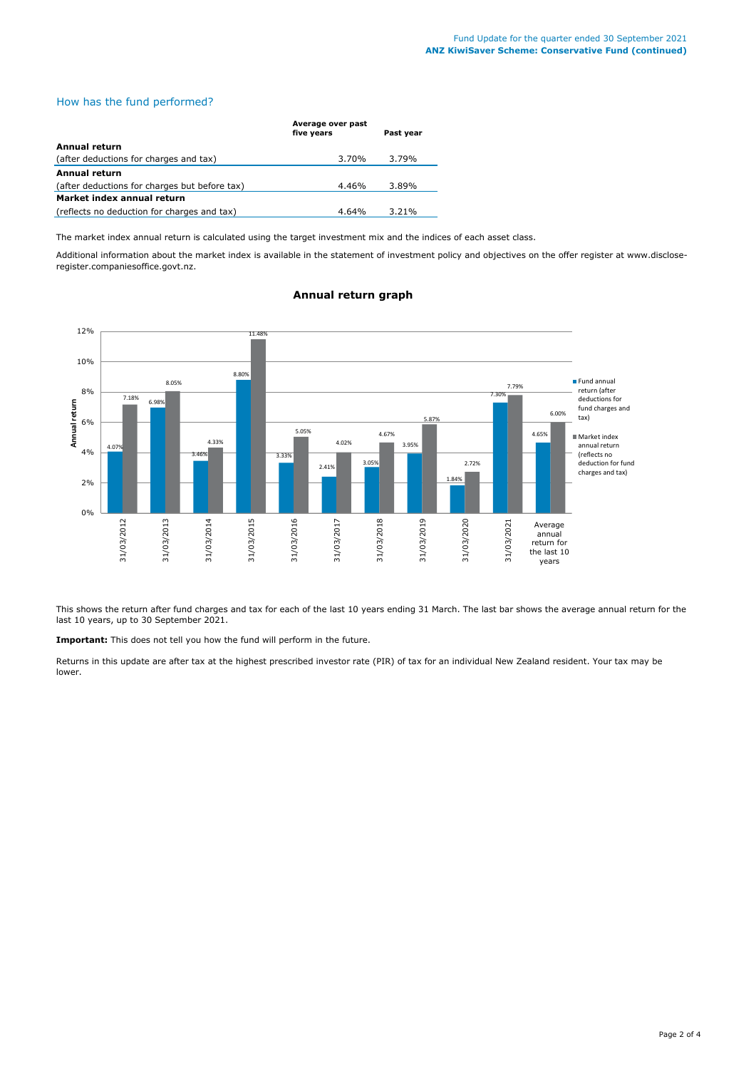## How has the fund performed?

| | Average over past five years | Past year |
|---|---|---|
| **Annual return** | | |
| (after deductions for charges and tax) | 3.70% | 3.79% |
| **Annual return** | | |
| (after deductions for charges but before tax) | 4.46% | 3.89% |
| **Market index annual return** | | |
| (reflects no deduction for charges and tax) | 4.64% | 3.21% |

The market index annual return is calculated using the target investment mix and the indices of each asset class.

Additional information about the market index is available in the statement of investment policy and objectives on the offer register at www.disclose-register.companiesoffice.govt.nz.

### Annual return graph

| | Fund annual return (after deductions for fund charges and tax) | Market index annual return (reflects no deduction for fund charges and tax) |
|---|---|---|
| 31/03/2012 | 4.07% | 7.18% |
| 31/03/2013 | 6.98% | 8.05% |
| 31/03/2014 | 3.46% | 4.33% |
| 31/03/2015 | 8.80% | 11.48% |
| 31/03/2016 | 3.33% | 5.05% |
| 31/03/2017 | 2.41% | 4.02% |
| 31/03/2018 | 3.05% | 4.67% |
| 31/03/2019 | 3.95% | 5.87% |
| 31/03/2020 | 1.84% | 2.72% |
| 31/03/2021 | 7.30% | 7.79% |
| Average annual return for the last 10 years | 4.65% | 6.00% |

This shows the return after fund charges and tax for each of the last 10 years ending 31 March. The last bar shows the average annual return for the last 10 years, up to 30 September 2021.

**Important:** This does not tell you how the fund will perform in the future.

Returns in this update are after tax at the highest prescribed investor rate (PIR) of tax for an individual New Zealand resident. Your tax may be lower.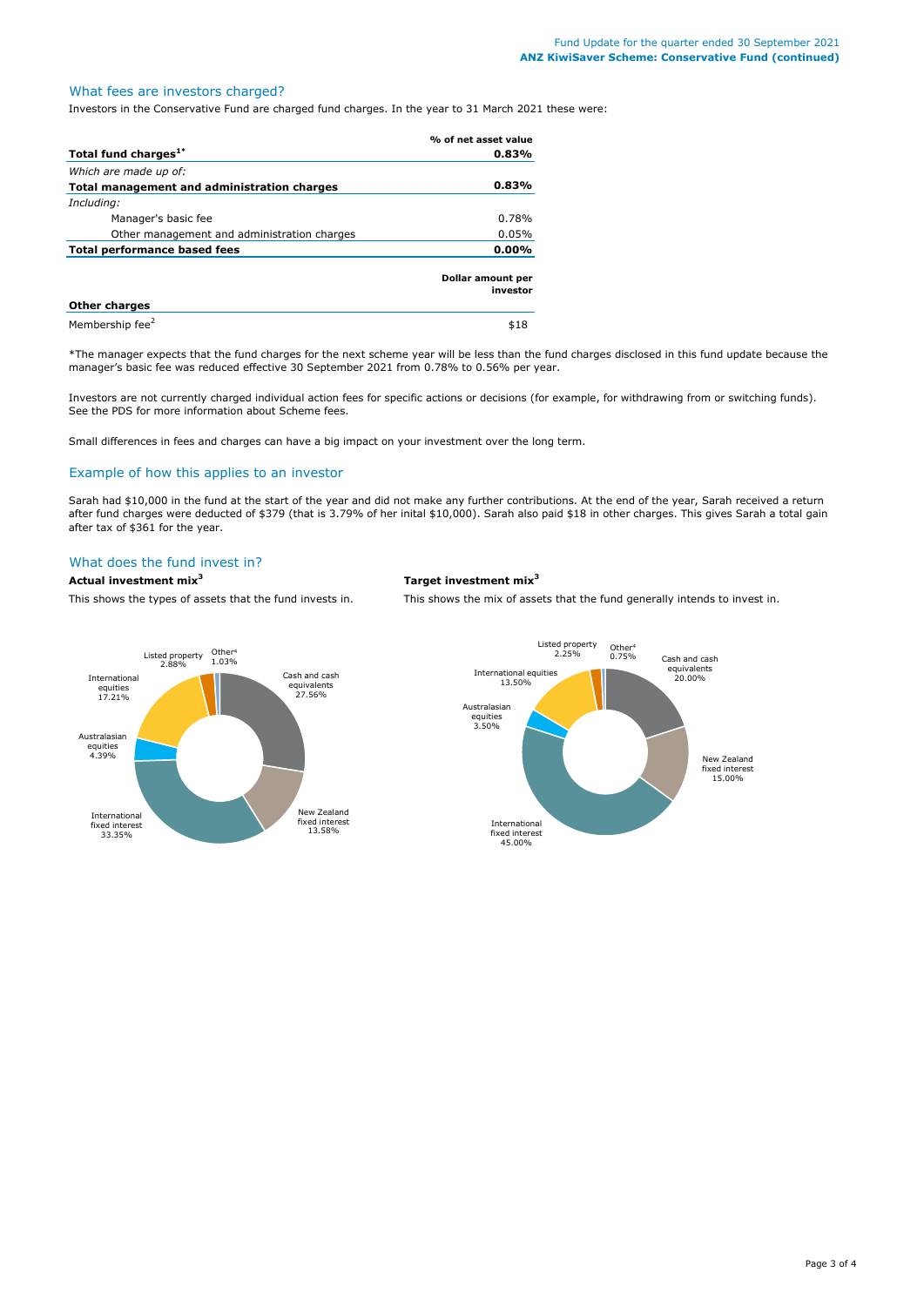## What fees are investors charged?

Investors in the Conservative Fund are charged fund charges. In the year to 31 March 2021 these were:

| | % of net asset value |
|---|---|
| **Total fund charges[1*]** | **0.83%** |
| *Which are made up of:* | |
| **Total management and administration charges** | **0.83%** |
| *Including:* | |
| Manager's basic fee | 0.78% |
| Other management and administration charges | 0.05% |
| **Total performance based fees** | **0.00%** |

| | Dollar amount per investor |
|---|---|
| **Other charges** | |
| Membership fee[2] | $18 |

*The manager expects that the fund charges for the next scheme year will be less than the fund charges disclosed in this fund update because the manager's basic fee was reduced effective 30 September 2021 from 0.78% to 0.56% per year.

Investors are not currently charged individual action fees for specific actions or decisions (for example, for withdrawing from or switching funds). See the PDS for more information about Scheme fees.

Small differences in fees and charges can have a big impact on your investment over the long term.

## Example of how this applies to an investor

Sarah had $10,000 in the fund at the start of the year and did not make any further contributions. At the end of the year, Sarah received a return after fund charges were deducted of $379 (that is 3.79% of her inital $10,000). Sarah also paid $18 in other charges. This gives Sarah a total gain after tax of $361 for the year.

## What does the fund invest in?

### Actual investment mix[3]

This shows the types of assets that the fund invests in.

| Asset type | % |
|---|---|
| Cash and cash equivalents | 27.56% |
| New Zealand fixed interest | 13.58% |
| International fixed interest | 33.35% |
| Australasian equities | 4.39% |
| International equities | 17.21% |
| Listed property | 2.88% |
| Other[4] | 1.03% |

### Target investment mix[3]

This shows the mix of assets that the fund generally intends to invest in.

| Asset type | % |
|---|---|
| Cash and cash equivalents | 20.00% |
| New Zealand fixed interest | 15.00% |
| International fixed interest | 45.00% |
| Australasian equities | 3.50% |
| International equities | 13.50% |
| Listed property | 2.25% |
| Other[4] | 0.75% |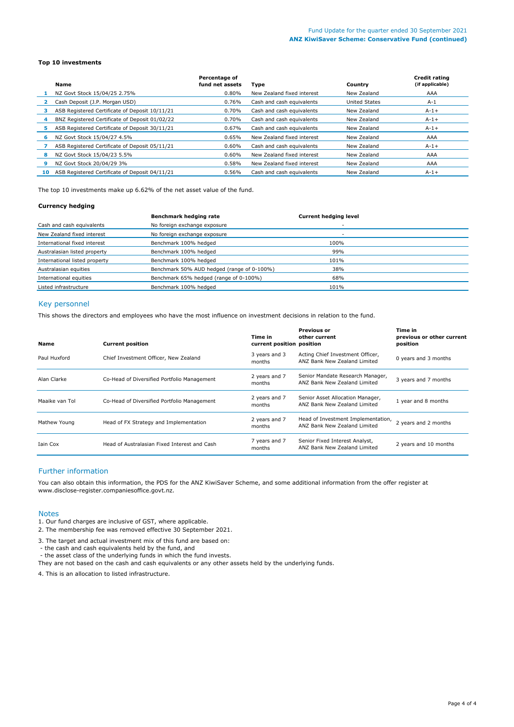### Top 10 investments

| | Name | Percentage of fund net assets | Type | Country | Credit rating (if applicable) |
|---|---|---|---|---|---|
| 1 | NZ Govt Stock 15/04/25 2.75% | 0.80% | New Zealand fixed interest | New Zealand | AAA |
| 2 | Cash Deposit (J.P. Morgan USD) | 0.76% | Cash and cash equivalents | United States | A-1 |
| 3 | ASB Registered Certificate of Deposit 10/11/21 | 0.70% | Cash and cash equivalents | New Zealand | A-1+ |
| 4 | BNZ Registered Certificate of Deposit 01/02/22 | 0.70% | Cash and cash equivalents | New Zealand | A-1+ |
| 5 | ASB Registered Certificate of Deposit 30/11/21 | 0.67% | Cash and cash equivalents | New Zealand | A-1+ |
| 6 | NZ Govt Stock 15/04/27 4.5% | 0.65% | New Zealand fixed interest | New Zealand | AAA |
| 7 | ASB Registered Certificate of Deposit 05/11/21 | 0.60% | Cash and cash equivalents | New Zealand | A-1+ |
| 8 | NZ Govt Stock 15/04/23 5.5% | 0.60% | New Zealand fixed interest | New Zealand | AAA |
| 9 | NZ Govt Stock 20/04/29 3% | 0.58% | New Zealand fixed interest | New Zealand | AAA |
| 10 | ASB Registered Certificate of Deposit 04/11/21 | 0.56% | Cash and cash equivalents | New Zealand | A-1+ |

The top 10 investments make up 6.62% of the net asset value of the fund.

### Currency hedging

| | Benchmark hedging rate | Current hedging level |
|---|---|---|
| Cash and cash equivalents | No foreign exchange exposure | - |
| New Zealand fixed interest | No foreign exchange exposure | - |
| International fixed interest | Benchmark 100% hedged | 100% |
| Australasian listed property | Benchmark 100% hedged | 99% |
| International listed property | Benchmark 100% hedged | 101% |
| Australasian equities | Benchmark 50% AUD hedged (range of 0-100%) | 38% |
| International equities | Benchmark 65% hedged (range of 0-100%) | 68% |
| Listed infrastructure | Benchmark 100% hedged | 101% |

## Key personnel

This shows the directors and employees who have the most influence on investment decisions in relation to the fund.

| Name | Current position | Time in current position | Previous or other current position | Time in previous or other current position |
|---|---|---|---|---|
| Paul Huxford | Chief Investment Officer, New Zealand | 3 years and 3 months | Acting Chief Investment Officer, ANZ Bank New Zealand Limited | 0 years and 3 months |
| Alan Clarke | Co-Head of Diversified Portfolio Management | 2 years and 7 months | Senior Mandate Research Manager, ANZ Bank New Zealand Limited | 3 years and 7 months |
| Maaike van Tol | Co-Head of Diversified Portfolio Management | 2 years and 7 months | Senior Asset Allocation Manager, ANZ Bank New Zealand Limited | 1 year and 8 months |
| Mathew Young | Head of FX Strategy and Implementation | 2 years and 7 months | Head of Investment Implementation, ANZ Bank New Zealand Limited | 2 years and 2 months |
| Iain Cox | Head of Australasian Fixed Interest and Cash | 7 years and 7 months | Senior Fixed Interest Analyst, ANZ Bank New Zealand Limited | 2 years and 10 months |

## Further information

You can also obtain this information, the PDS for the ANZ KiwiSaver Scheme, and some additional information from the offer register at www.disclose-register.companiesoffice.govt.nz.

## Notes

1. Our fund charges are inclusive of GST, where applicable.
2. The membership fee was removed effective 30 September 2021.
3. The target and actual investment mix of this fund are based on:
   - the cash and cash equivalents held by the fund, and
   - the asset class of the underlying funds in which the fund invests.

   They are not based on the cash and cash equivalents or any other assets held by the underlying funds.
4. This is an allocation to listed infrastructure.